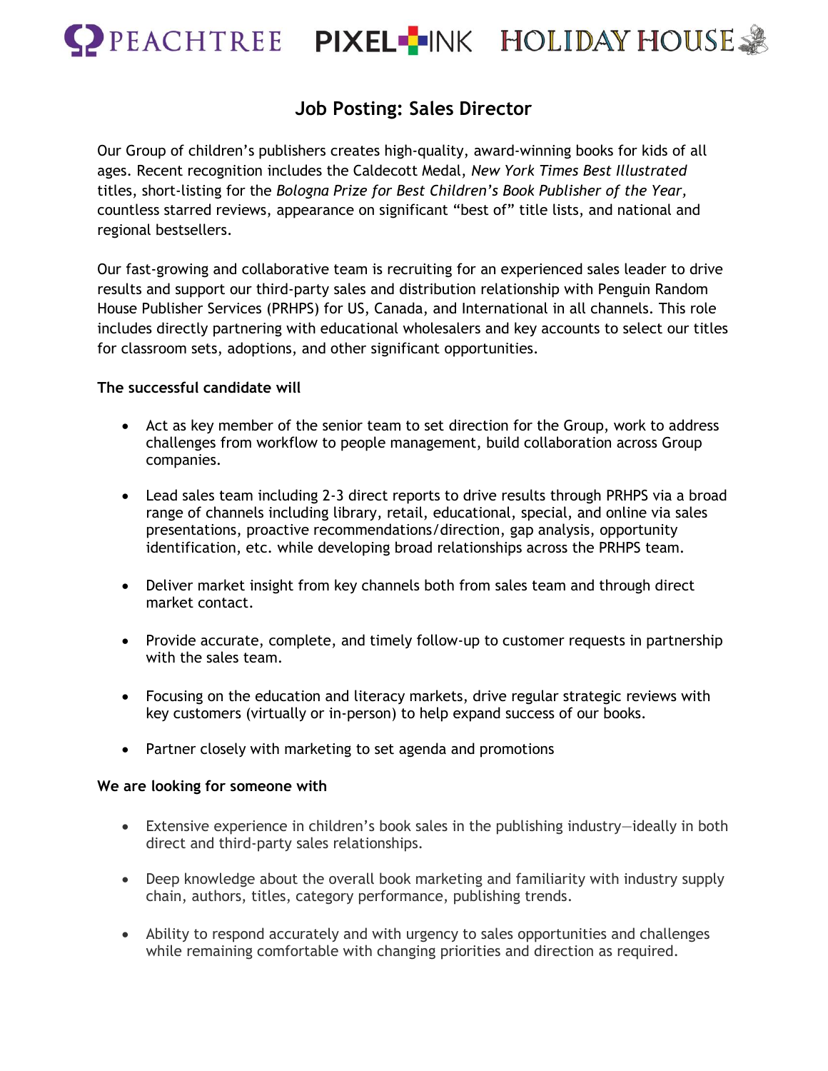PEACHTREE PIXEL+INK HOLIDAY HOUSE

# Job Posting: Sales Director

Our Group of children's publishers creates high-quality, award-winning books for kids of all ages. Recent recognition includes the Caldecott Medal, *New York Times Best Illustrated* titles, short-listing for the *Bologna Prize for Best Children's Book Publisher of the Year,* countless starred reviews, appearance on significant "best of" title lists, and national and regional bestsellers.

Our fast-growing and collaborative team is recruiting for an experienced sales leader to drive results and support our third-party sales and distribution relationship with Penguin Random House Publisher Services (PRHPS) for US, Canada, and International in all channels. This role includes directly partnering with educational wholesalers and key accounts to select our titles for classroom sets, adoptions, and other significant opportunities.

**The successful candidate will**

- Act as key member of the senior team to set direction for the Group, work to address challenges from workflow to people management, build collaboration across Group companies.
- Lead sales team including 2-3 direct reports to drive results through PRHPS via a broad range of channels including library, retail, educational, special, and online via sales presentations, proactive recommendations/direction, gap analysis, opportunity identification, etc. while developing broad relationships across the PRHPS team.
- Deliver market insight from key channels both from sales team and through direct market contact.
- Provide accurate, complete, and timely follow-up to customer requests in partnership with the sales team.
- Focusing on the education and literacy markets, drive regular strategic reviews with key customers (virtually or in-person) to help expand success of our books.
- Partner closely with marketing to set agenda and promotions

**We are looking for someone with**

- Extensive experience in children's book sales in the publishing industry—ideally in both direct and third-party sales relationships.
- Deep knowledge about the overall book marketing and familiarity with industry supply chain, authors, titles, category performance, publishing trends.
- Ability to respond accurately and with urgency to sales opportunities and challenges while remaining comfortable with changing priorities and direction as required.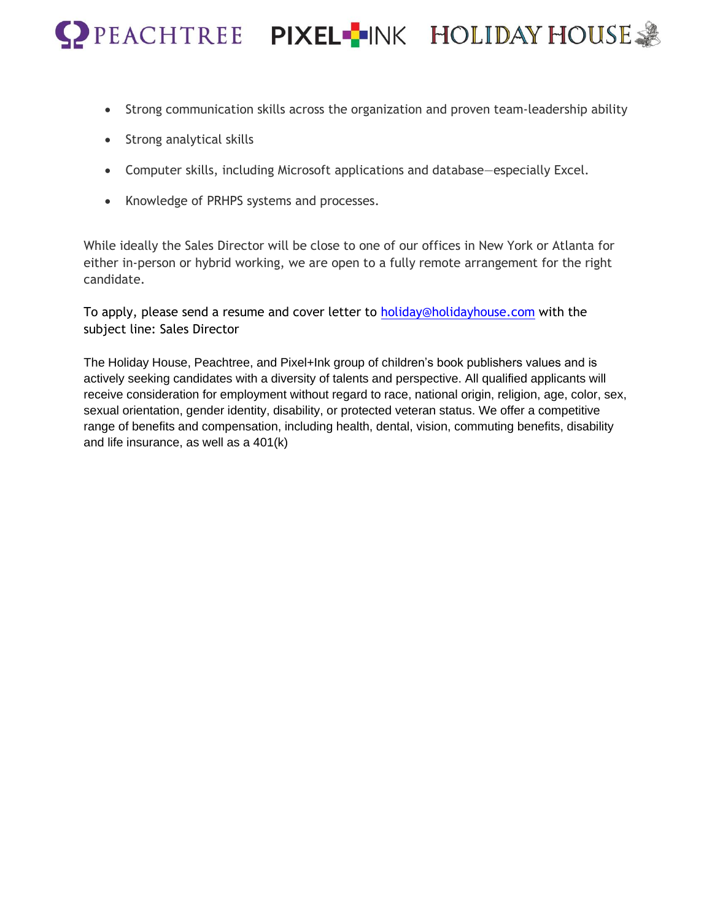- Strong communication skills across the organization and proven team-leadership ability
- Strong analytical skills
- Computer skills, including Microsoft applications and database—especially Excel.
- Knowledge of PRHPS systems and processes.

While ideally the Sales Director will be close to one of our offices in New York or Atlanta for either in-person or hybrid working, we are open to a fully remote arrangement for the right candidate.

To apply, please send a resume and cover letter to holiday@holidayhouse.com with the subject line: Sales Director

The Holiday House, Peachtree, and Pixel+Ink group of children's book publishers values and is actively seeking candidates with a diversity of talents and perspective. All qualified applicants will receive consideration for employment without regard to race, national origin, religion, age, color, sex, sexual orientation, gender identity, disability, or protected veteran status. We offer a competitive range of benefits and compensation, including health, dental, vision, commuting benefits, disability and life insurance, as well as a 401(k)